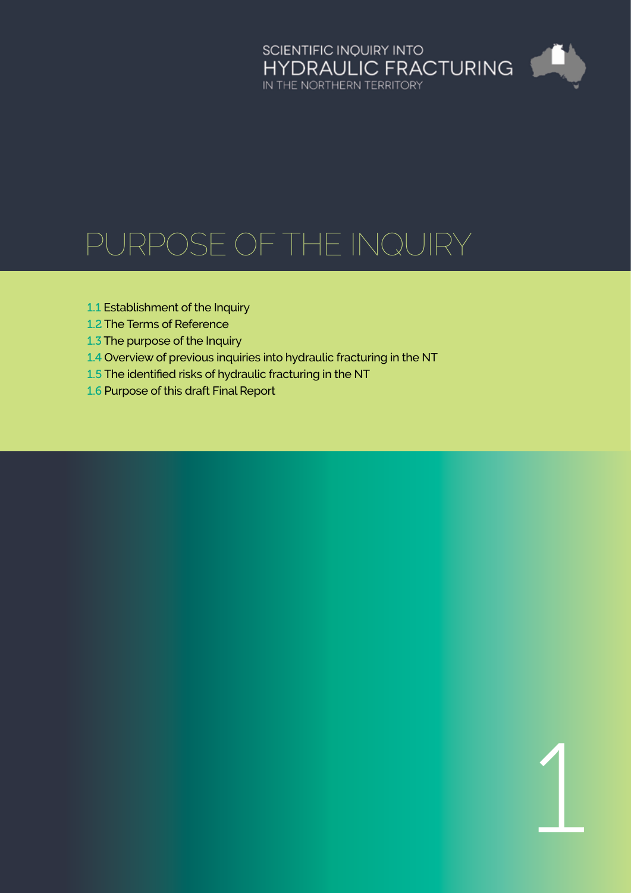SCIENTIFIC INQUIRY INTO
HYDRAULIC FRACTURING
IN THE NORTHERN TERRITORY

# PURPOSE OF THE INQUIRY

1.1 Establishment of the Inquiry
1.2 The Terms of Reference
1.3 The purpose of the Inquiry
1.4 Overview of previous inquiries into hydraulic fracturing in the NT
1.5 The identified risks of hydraulic fracturing in the NT
1.6 Purpose of this draft Final Report

1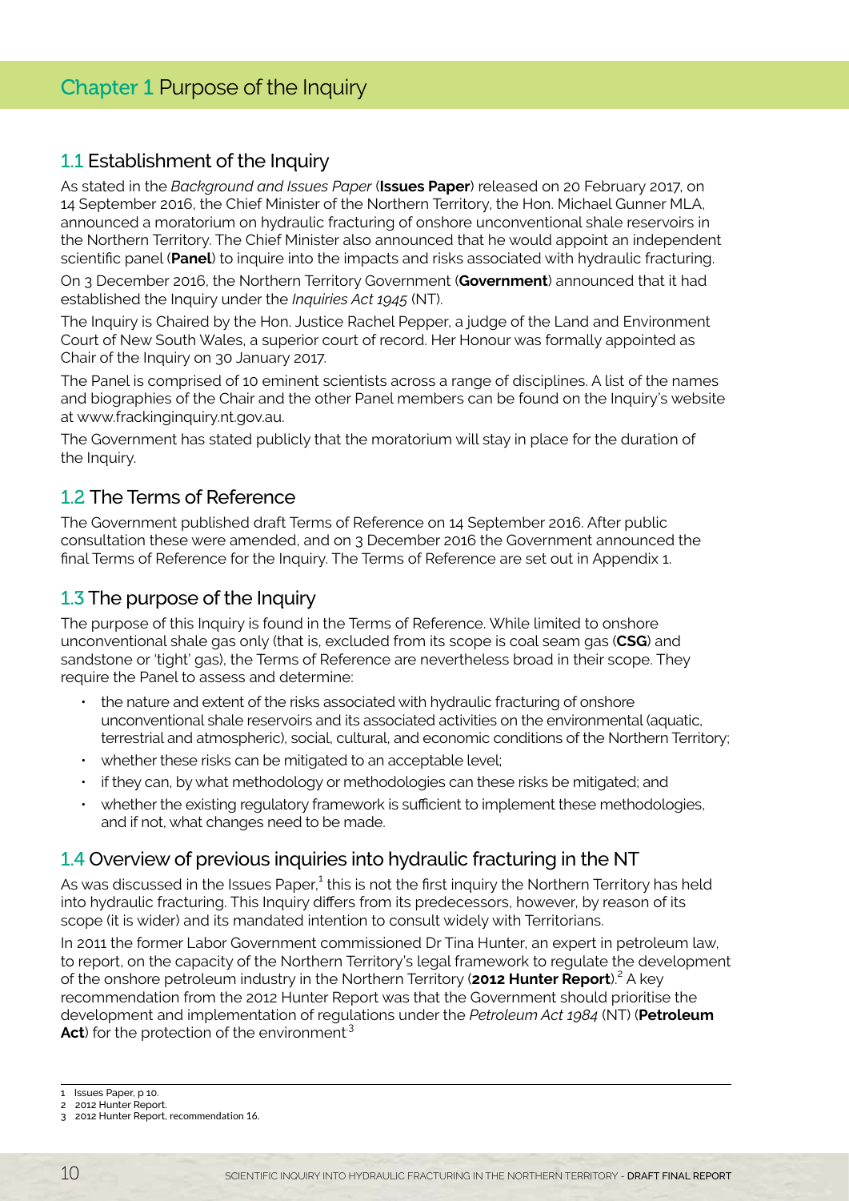# Chapter 1 Purpose of the Inquiry

## 1.1 Establishment of the Inquiry

As stated in the *Background and Issues Paper* (**Issues Paper**) released on 20 February 2017, on 14 September 2016, the Chief Minister of the Northern Territory, the Hon. Michael Gunner MLA, announced a moratorium on hydraulic fracturing of onshore unconventional shale reservoirs in the Northern Territory. The Chief Minister also announced that he would appoint an independent scientific panel (**Panel**) to inquire into the impacts and risks associated with hydraulic fracturing.

On 3 December 2016, the Northern Territory Government (**Government**) announced that it had established the Inquiry under the *Inquiries Act 1945* (NT).

The Inquiry is Chaired by the Hon. Justice Rachel Pepper, a judge of the Land and Environment Court of New South Wales, a superior court of record. Her Honour was formally appointed as Chair of the Inquiry on 30 January 2017.

The Panel is comprised of 10 eminent scientists across a range of disciplines. A list of the names and biographies of the Chair and the other Panel members can be found on the Inquiry's website at www.frackinginquiry.nt.gov.au.

The Government has stated publicly that the moratorium will stay in place for the duration of the Inquiry.

## 1.2 The Terms of Reference

The Government published draft Terms of Reference on 14 September 2016. After public consultation these were amended, and on 3 December 2016 the Government announced the final Terms of Reference for the Inquiry. The Terms of Reference are set out in Appendix 1.

## 1.3 The purpose of the Inquiry

The purpose of this Inquiry is found in the Terms of Reference. While limited to onshore unconventional shale gas only (that is, excluded from its scope is coal seam gas (**CSG**) and sandstone or 'tight' gas), the Terms of Reference are nevertheless broad in their scope. They require the Panel to assess and determine:

- the nature and extent of the risks associated with hydraulic fracturing of onshore unconventional shale reservoirs and its associated activities on the environmental (aquatic, terrestrial and atmospheric), social, cultural, and economic conditions of the Northern Territory;
- whether these risks can be mitigated to an acceptable level;
- if they can, by what methodology or methodologies can these risks be mitigated; and
- whether the existing regulatory framework is sufficient to implement these methodologies, and if not, what changes need to be made.

## 1.4 Overview of previous inquiries into hydraulic fracturing in the NT

As was discussed in the Issues Paper,[1] this is not the first inquiry the Northern Territory has held into hydraulic fracturing. This Inquiry differs from its predecessors, however, by reason of its scope (it is wider) and its mandated intention to consult widely with Territorians.

In 2011 the former Labor Government commissioned Dr Tina Hunter, an expert in petroleum law, to report, on the capacity of the Northern Territory's legal framework to regulate the development of the onshore petroleum industry in the Northern Territory (**2012 Hunter Report**).[2] A key recommendation from the 2012 Hunter Report was that the Government should prioritise the development and implementation of regulations under the *Petroleum Act 1984* (NT) (**Petroleum Act**) for the protection of the environment[3]

---

1 Issues Paper, p 10.
2 2012 Hunter Report.
3 2012 Hunter Report, recommendation 16.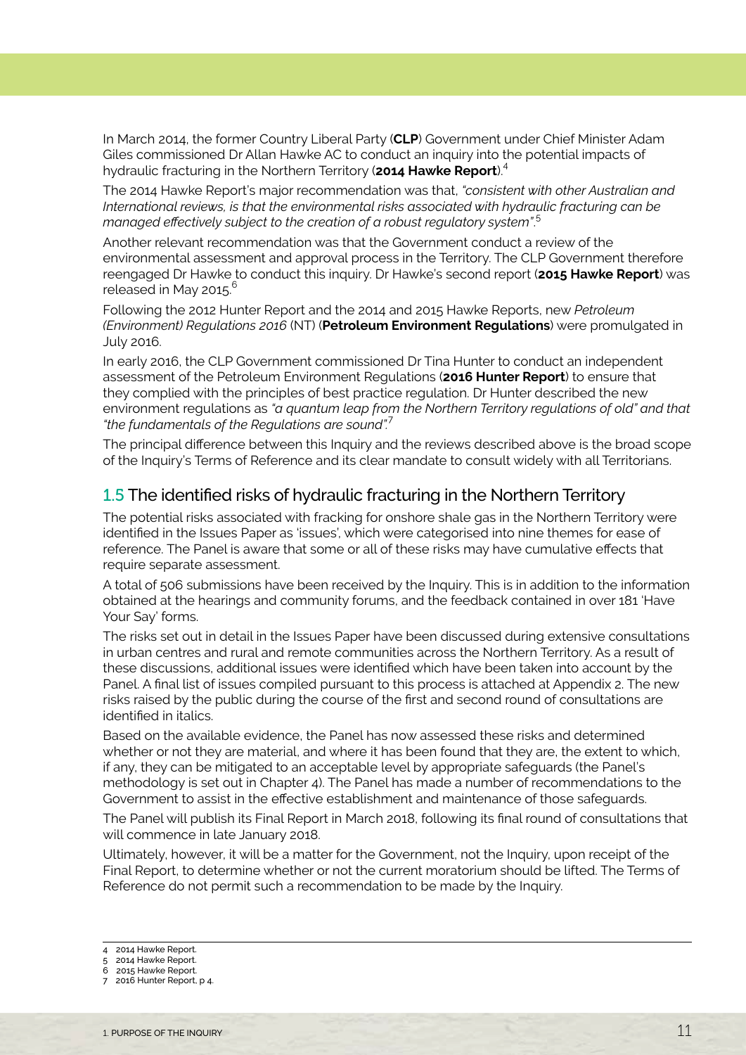In March 2014, the former Country Liberal Party (**CLP**) Government under Chief Minister Adam Giles commissioned Dr Allan Hawke AC to conduct an inquiry into the potential impacts of hydraulic fracturing in the Northern Territory (**2014 Hawke Report**).[4]

The 2014 Hawke Report's major recommendation was that, *"consistent with other Australian and International reviews, is that the environmental risks associated with hydraulic fracturing can be managed effectively subject to the creation of a robust regulatory system"*.[5]

Another relevant recommendation was that the Government conduct a review of the environmental assessment and approval process in the Territory. The CLP Government therefore reengaged Dr Hawke to conduct this inquiry. Dr Hawke's second report (**2015 Hawke Report**) was released in May 2015.[6]

Following the 2012 Hunter Report and the 2014 and 2015 Hawke Reports, new *Petroleum (Environment) Regulations 2016* (NT) (**Petroleum Environment Regulations**) were promulgated in July 2016.

In early 2016, the CLP Government commissioned Dr Tina Hunter to conduct an independent assessment of the Petroleum Environment Regulations (**2016 Hunter Report**) to ensure that they complied with the principles of best practice regulation. Dr Hunter described the new environment regulations as *"a quantum leap from the Northern Territory regulations of old" and that "the fundamentals of the Regulations are sound"*.[7]

The principal difference between this Inquiry and the reviews described above is the broad scope of the Inquiry's Terms of Reference and its clear mandate to consult widely with all Territorians.

## 1.5 The identified risks of hydraulic fracturing in the Northern Territory

The potential risks associated with fracking for onshore shale gas in the Northern Territory were identified in the Issues Paper as 'issues', which were categorised into nine themes for ease of reference. The Panel is aware that some or all of these risks may have cumulative effects that require separate assessment.

A total of 506 submissions have been received by the Inquiry. This is in addition to the information obtained at the hearings and community forums, and the feedback contained in over 181 'Have Your Say' forms.

The risks set out in detail in the Issues Paper have been discussed during extensive consultations in urban centres and rural and remote communities across the Northern Territory. As a result of these discussions, additional issues were identified which have been taken into account by the Panel. A final list of issues compiled pursuant to this process is attached at Appendix 2. The new risks raised by the public during the course of the first and second round of consultations are identified in italics.

Based on the available evidence, the Panel has now assessed these risks and determined whether or not they are material, and where it has been found that they are, the extent to which, if any, they can be mitigated to an acceptable level by appropriate safeguards (the Panel's methodology is set out in Chapter 4). The Panel has made a number of recommendations to the Government to assist in the effective establishment and maintenance of those safeguards.

The Panel will publish its Final Report in March 2018, following its final round of consultations that will commence in late January 2018.

Ultimately, however, it will be a matter for the Government, not the Inquiry, upon receipt of the Final Report, to determine whether or not the current moratorium should be lifted. The Terms of Reference do not permit such a recommendation to be made by the Inquiry.

---

4 2014 Hawke Report.
5 2014 Hawke Report.
6 2015 Hawke Report.
7 2016 Hunter Report, p 4.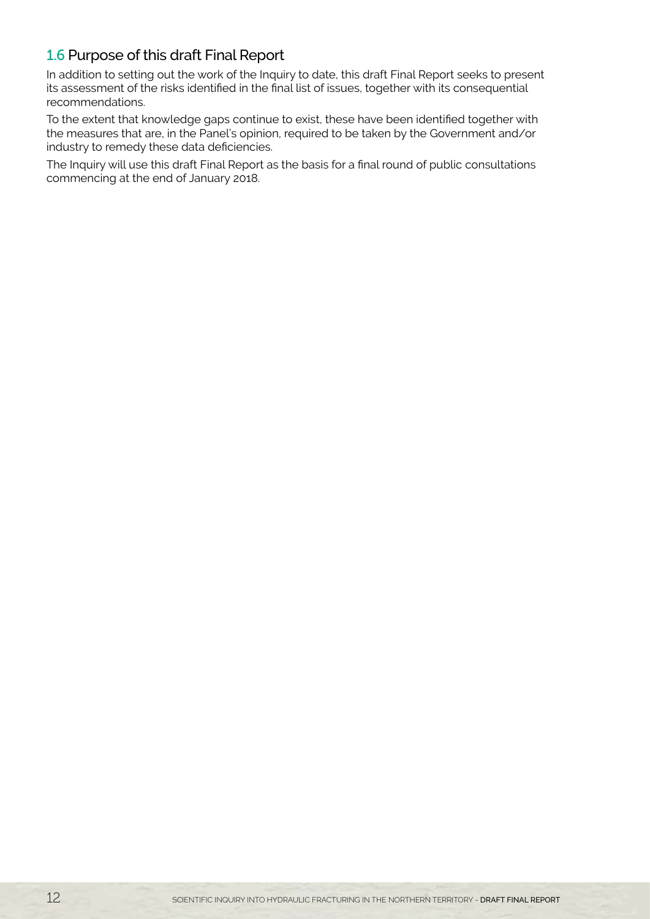## 1.6 Purpose of this draft Final Report

In addition to setting out the work of the Inquiry to date, this draft Final Report seeks to present its assessment of the risks identified in the final list of issues, together with its consequential recommendations.

To the extent that knowledge gaps continue to exist, these have been identified together with the measures that are, in the Panel's opinion, required to be taken by the Government and/or industry to remedy these data deficiencies.

The Inquiry will use this draft Final Report as the basis for a final round of public consultations commencing at the end of January 2018.